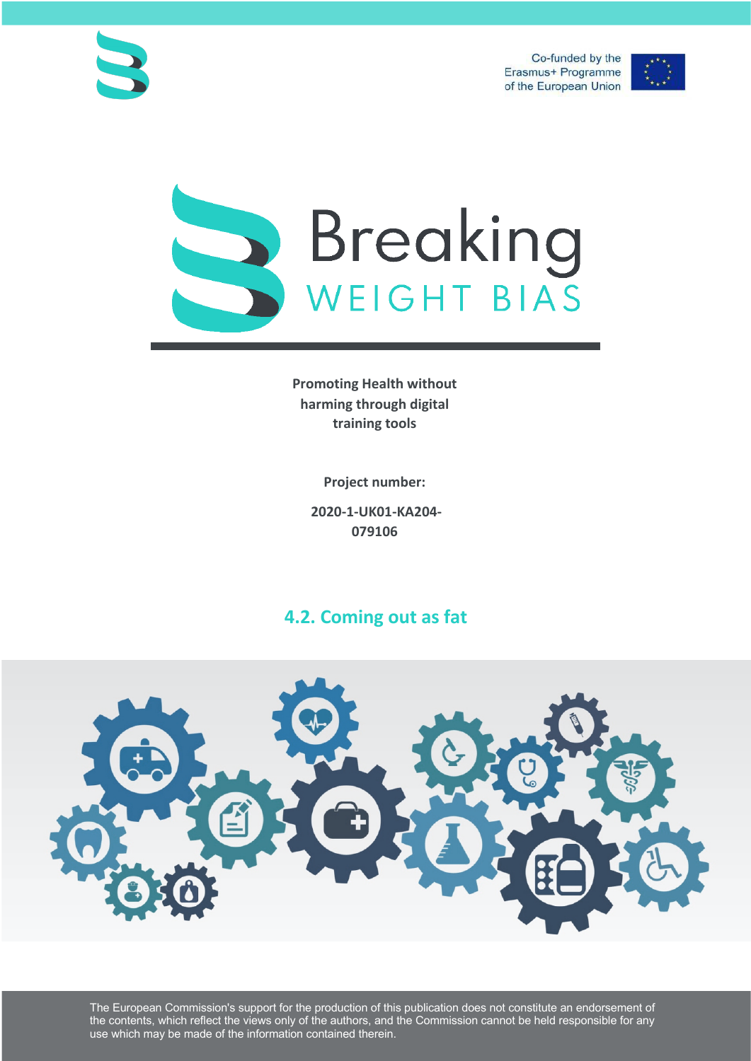Co-funded by the Erasmus+ Programme of the European Union

# Breaking WEIGHT BIAS

**Promoting Health without harming through digital training tools**

**Project number:**

**2020-1-UK01-KA204-079106**

## 4.2. Coming out as fat

The European Commission's support for the production of this publication does not constitute an endorsement of the contents, which reflect the views only of the authors, and the Commission cannot be held responsible for any use which may be made of the information contained therein.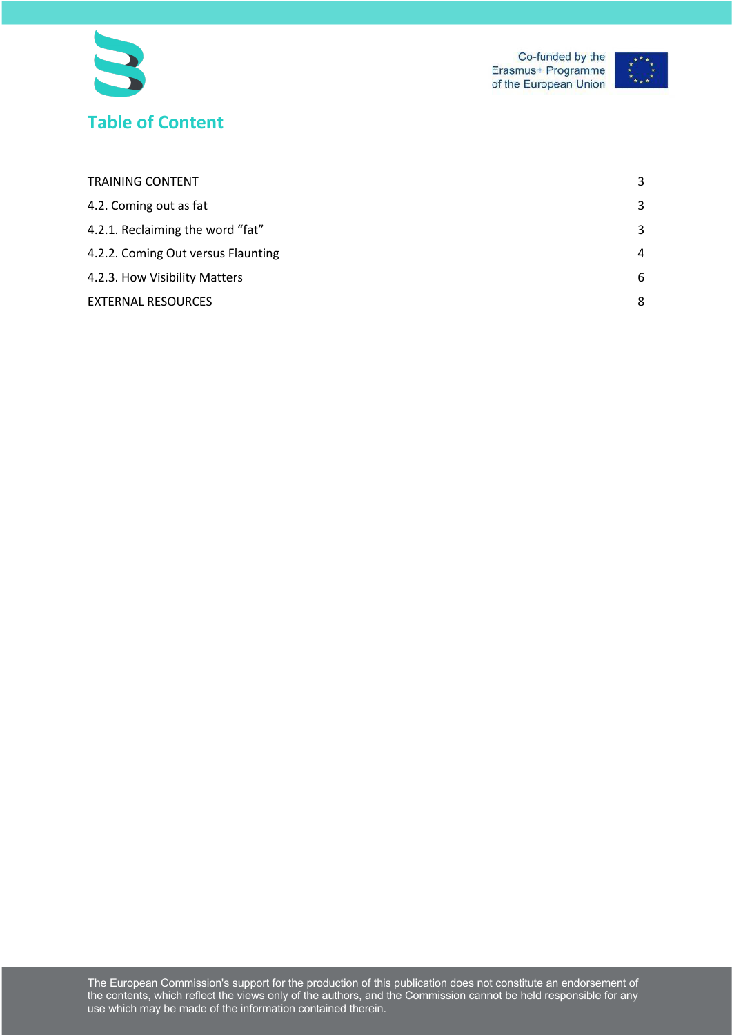## Table of Content

| | |
|---|---|
| TRAINING CONTENT | 3 |
| 4.2. Coming out as fat | 3 |
| 4.2.1. Reclaiming the word “fat” | 3 |
| 4.2.2. Coming Out versus Flaunting | 4 |
| 4.2.3. How Visibility Matters | 6 |
| EXTERNAL RESOURCES | 8 |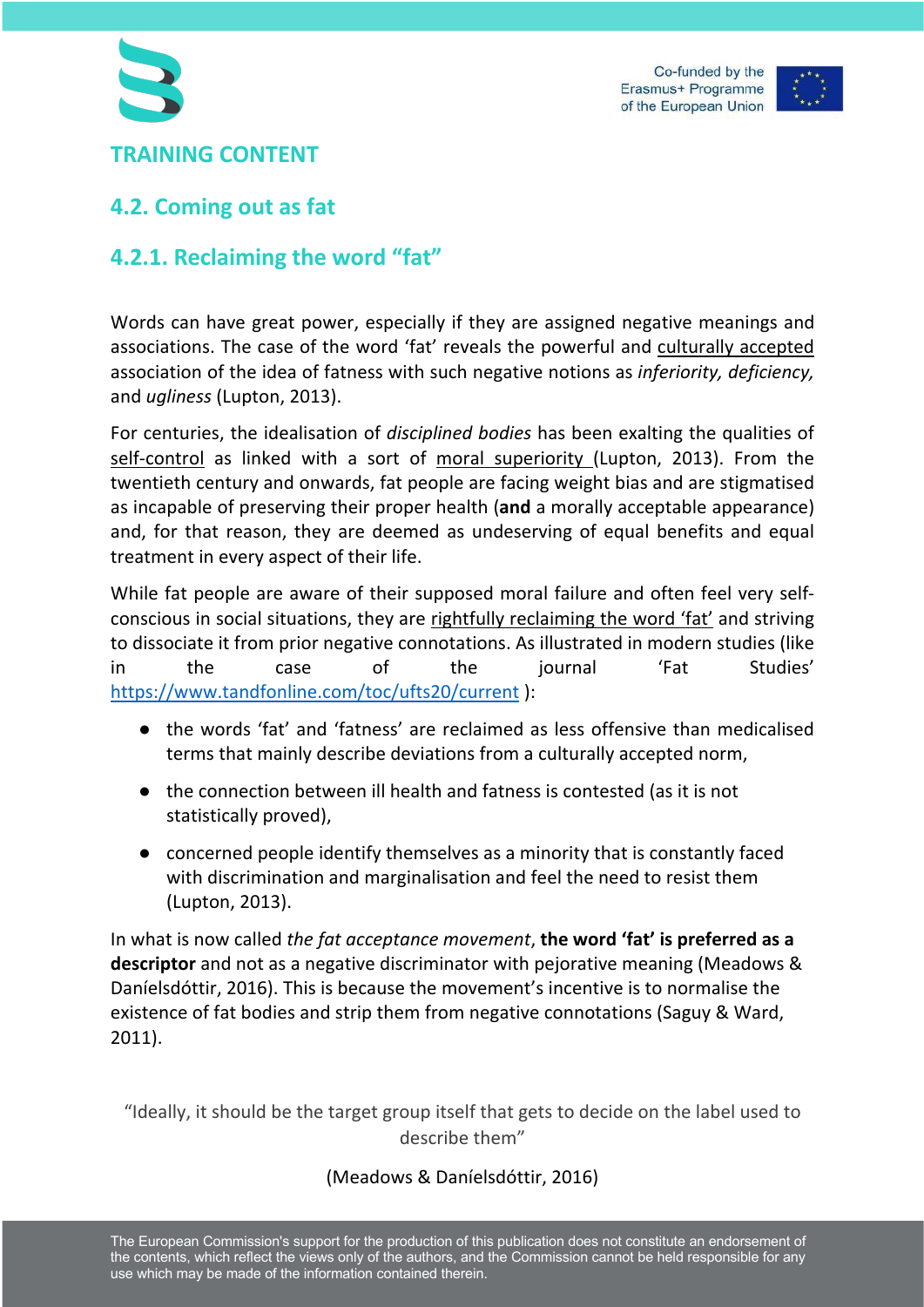# TRAINING CONTENT

## 4.2. Coming out as fat

### 4.2.1. Reclaiming the word "fat"

Words can have great power, especially if they are assigned negative meanings and associations. The case of the word 'fat' reveals the powerful and culturally accepted association of the idea of fatness with such negative notions as *inferiority, deficiency,* and *ugliness* (Lupton, 2013).

For centuries, the idealisation of *disciplined bodies* has been exalting the qualities of self-control as linked with a sort of moral superiority (Lupton, 2013). From the twentieth century and onwards, fat people are facing weight bias and are stigmatised as incapable of preserving their proper health (**and** a morally acceptable appearance) and, for that reason, they are deemed as undeserving of equal benefits and equal treatment in every aspect of their life.

While fat people are aware of their supposed moral failure and often feel very self-conscious in social situations, they are rightfully reclaiming the word 'fat' and striving to dissociate it from prior negative connotations. As illustrated in modern studies (like in the case of the journal 'Fat Studies' https://www.tandfonline.com/toc/ufts20/current ):

- the words 'fat' and 'fatness' are reclaimed as less offensive than medicalised terms that mainly describe deviations from a culturally accepted norm,
- the connection between ill health and fatness is contested (as it is not statistically proved),
- concerned people identify themselves as a minority that is constantly faced with discrimination and marginalisation and feel the need to resist them (Lupton, 2013).

In what is now called *the fat acceptance movement*, **the word 'fat' is preferred as a descriptor** and not as a negative discriminator with pejorative meaning (Meadows & Daníelsdóttir, 2016). This is because the movement's incentive is to normalise the existence of fat bodies and strip them from negative connotations (Saguy & Ward, 2011).

"Ideally, it should be the target group itself that gets to decide on the label used to describe them"

(Meadows & Daníelsdóttir, 2016)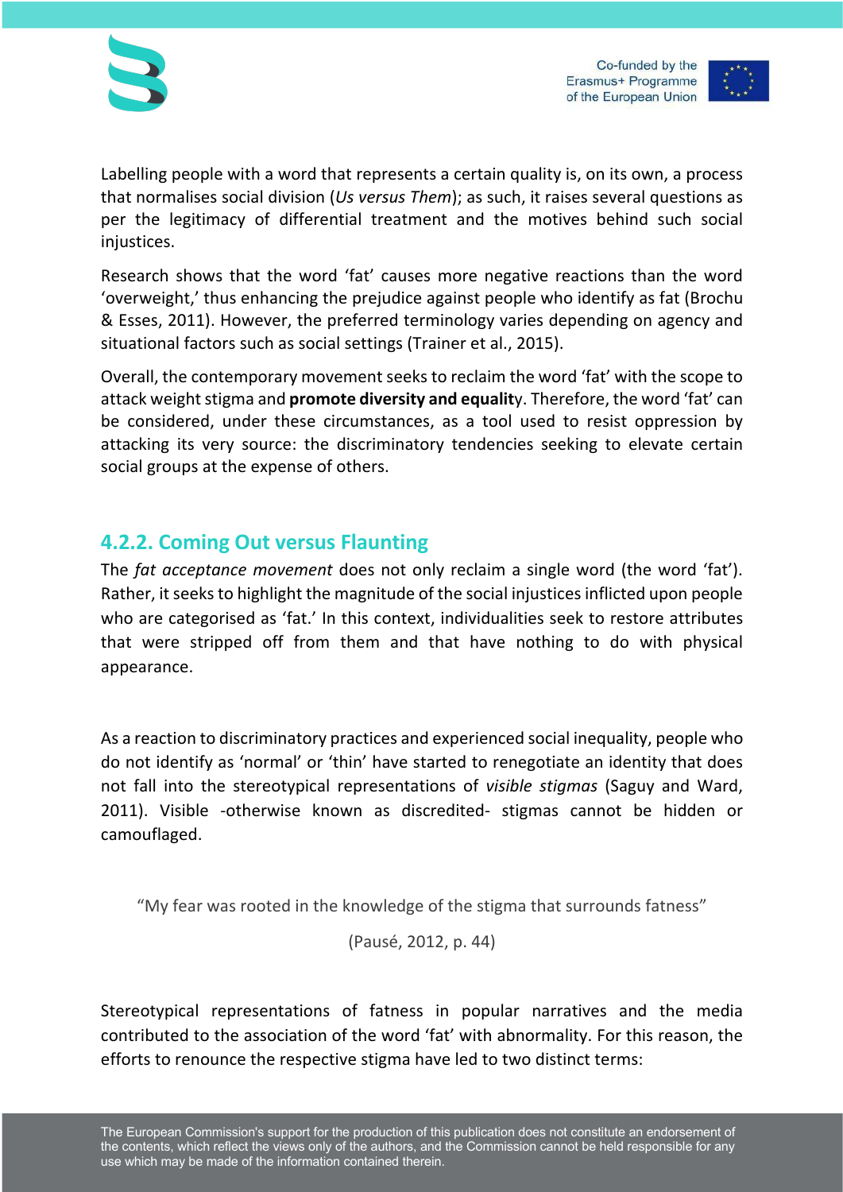Labelling people with a word that represents a certain quality is, on its own, a process that normalises social division (*Us versus Them*); as such, it raises several questions as per the legitimacy of differential treatment and the motives behind such social injustices.

Research shows that the word ‘fat’ causes more negative reactions than the word ‘overweight,’ thus enhancing the prejudice against people who identify as fat (Brochu & Esses, 2011). However, the preferred terminology varies depending on agency and situational factors such as social settings (Trainer et al., 2015).

Overall, the contemporary movement seeks to reclaim the word ‘fat’ with the scope to attack weight stigma and **promote diversity and equalit**y. Therefore, the word ‘fat’ can be considered, under these circumstances, as a tool used to resist oppression by attacking its very source: the discriminatory tendencies seeking to elevate certain social groups at the expense of others.

### 4.2.2. Coming Out versus Flaunting

The *fat acceptance movement* does not only reclaim a single word (the word ‘fat’). Rather, it seeks to highlight the magnitude of the social injustices inflicted upon people who are categorised as ‘fat.’ In this context, individualities seek to restore attributes that were stripped off from them and that have nothing to do with physical appearance.

As a reaction to discriminatory practices and experienced social inequality, people who do not identify as ‘normal’ or ‘thin’ have started to renegotiate an identity that does not fall into the stereotypical representations of *visible stigmas* (Saguy and Ward, 2011). Visible -otherwise known as discredited- stigmas cannot be hidden or camouflaged.

> “My fear was rooted in the knowledge of the stigma that surrounds fatness”
>
> (Pausé, 2012, p. 44)

Stereotypical representations of fatness in popular narratives and the media contributed to the association of the word ‘fat’ with abnormality. For this reason, the efforts to renounce the respective stigma have led to two distinct terms: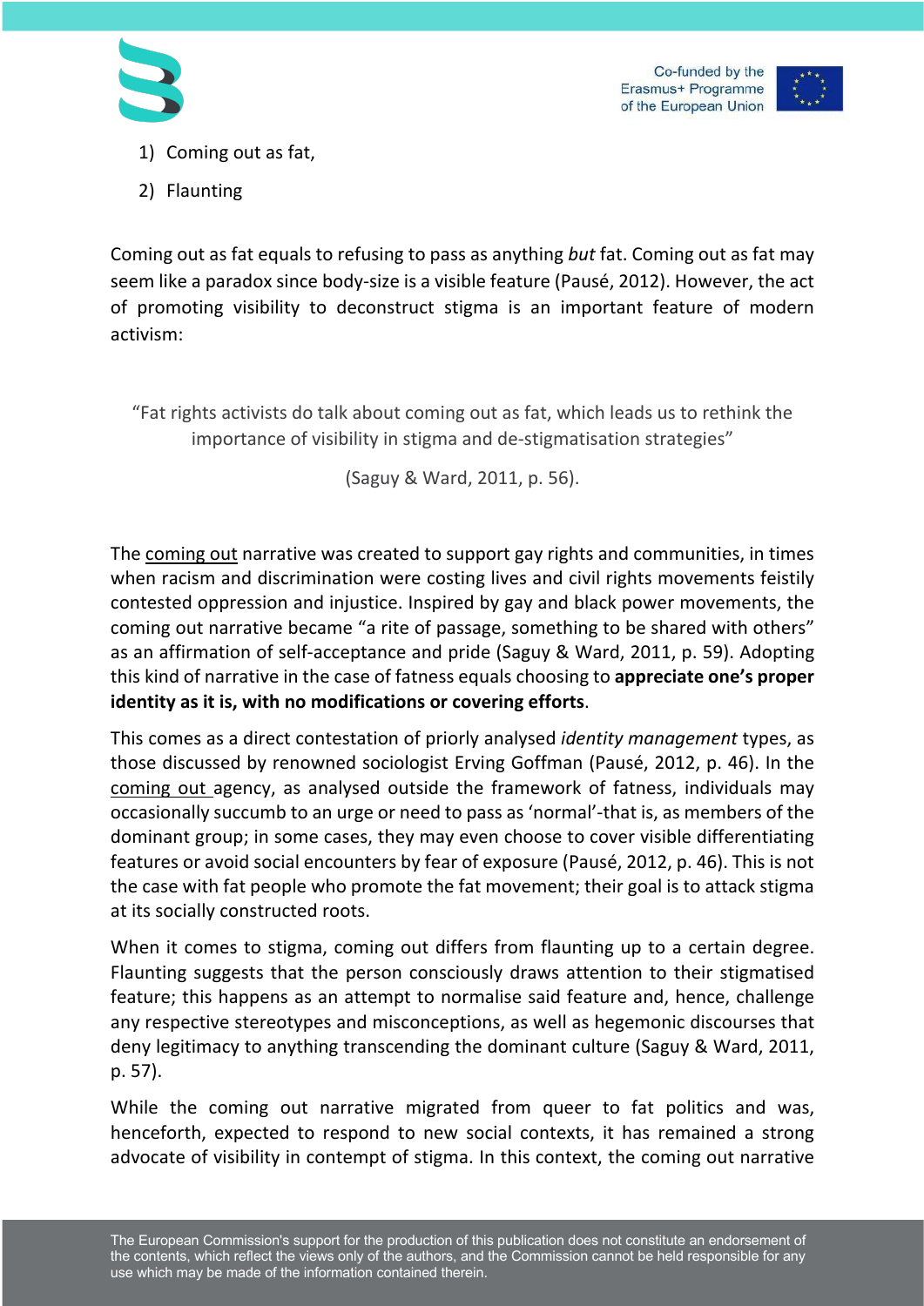1) Coming out as fat,
2) Flaunting

Coming out as fat equals to refusing to pass as anything *but* fat. Coming out as fat may seem like a paradox since body-size is a visible feature (Pausé, 2012). However, the act of promoting visibility to deconstruct stigma is an important feature of modern activism:

> "Fat rights activists do talk about coming out as fat, which leads us to rethink the importance of visibility in stigma and de-stigmatisation strategies"
>
> (Saguy & Ward, 2011, p. 56).

The coming out narrative was created to support gay rights and communities, in times when racism and discrimination were costing lives and civil rights movements feistily contested oppression and injustice. Inspired by gay and black power movements, the coming out narrative became "a rite of passage, something to be shared with others" as an affirmation of self-acceptance and pride (Saguy & Ward, 2011, p. 59). Adopting this kind of narrative in the case of fatness equals choosing to **appreciate one's proper identity as it is, with no modifications or covering efforts**.

This comes as a direct contestation of priorly analysed *identity management* types, as those discussed by renowned sociologist Erving Goffman (Pausé, 2012, p. 46). In the coming out agency, as analysed outside the framework of fatness, individuals may occasionally succumb to an urge or need to pass as 'normal'-that is, as members of the dominant group; in some cases, they may even choose to cover visible differentiating features or avoid social encounters by fear of exposure (Pausé, 2012, p. 46). This is not the case with fat people who promote the fat movement; their goal is to attack stigma at its socially constructed roots.

When it comes to stigma, coming out differs from flaunting up to a certain degree. Flaunting suggests that the person consciously draws attention to their stigmatised feature; this happens as an attempt to normalise said feature and, hence, challenge any respective stereotypes and misconceptions, as well as hegemonic discourses that deny legitimacy to anything transcending the dominant culture (Saguy & Ward, 2011, p. 57).

While the coming out narrative migrated from queer to fat politics and was, henceforth, expected to respond to new social contexts, it has remained a strong advocate of visibility in contempt of stigma. In this context, the coming out narrative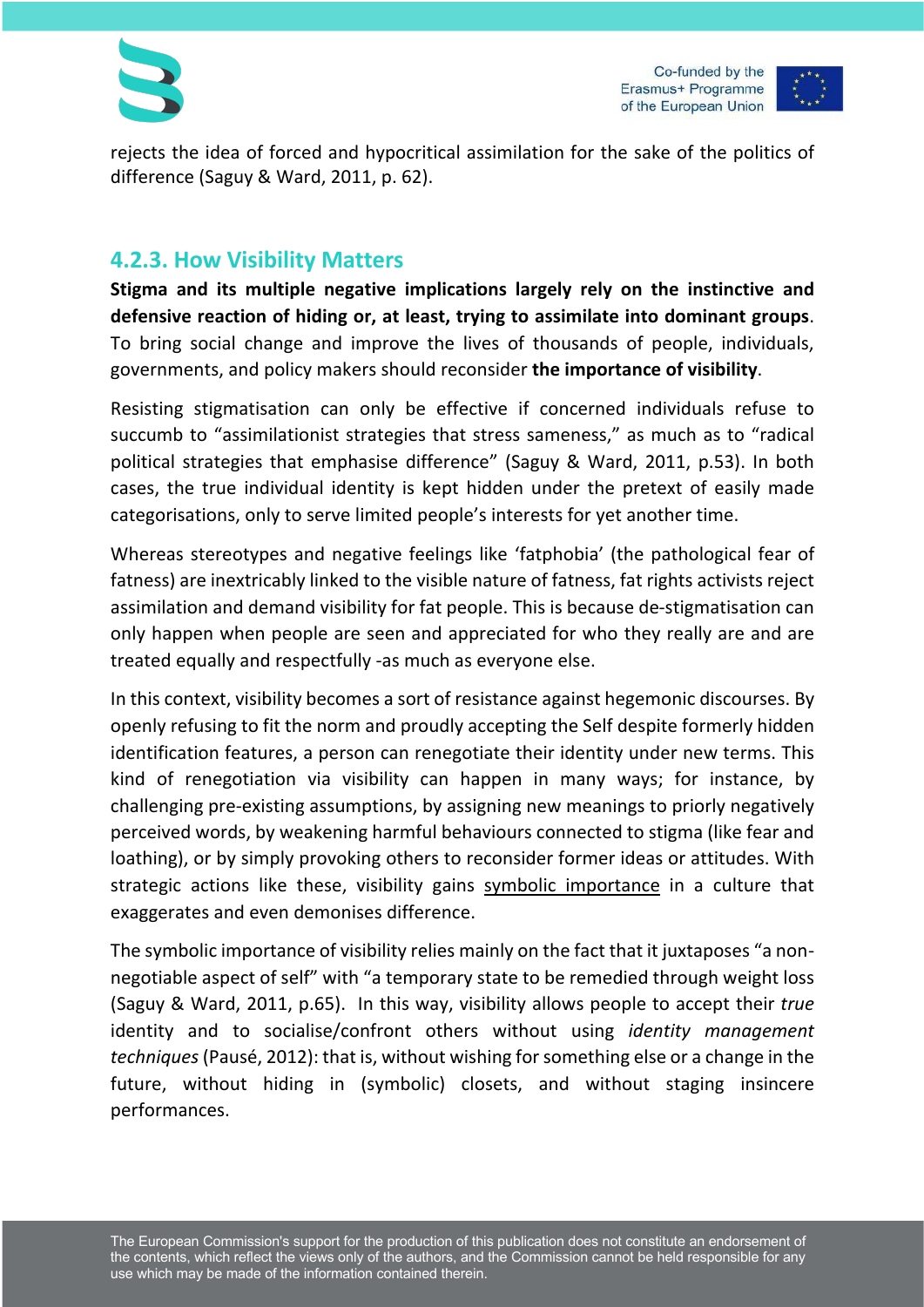rejects the idea of forced and hypocritical assimilation for the sake of the politics of difference (Saguy & Ward, 2011, p. 62).

### 4.2.3. How Visibility Matters

**Stigma and its multiple negative implications largely rely on the instinctive and defensive reaction of hiding or, at least, trying to assimilate into dominant groups**. To bring social change and improve the lives of thousands of people, individuals, governments, and policy makers should reconsider **the importance of visibility**.

Resisting stigmatisation can only be effective if concerned individuals refuse to succumb to "assimilationist strategies that stress sameness," as much as to "radical political strategies that emphasise difference" (Saguy & Ward, 2011, p.53). In both cases, the true individual identity is kept hidden under the pretext of easily made categorisations, only to serve limited people's interests for yet another time.

Whereas stereotypes and negative feelings like 'fatphobia' (the pathological fear of fatness) are inextricably linked to the visible nature of fatness, fat rights activists reject assimilation and demand visibility for fat people. This is because de-stigmatisation can only happen when people are seen and appreciated for who they really are and are treated equally and respectfully -as much as everyone else.

In this context, visibility becomes a sort of resistance against hegemonic discourses. By openly refusing to fit the norm and proudly accepting the Self despite formerly hidden identification features, a person can renegotiate their identity under new terms. This kind of renegotiation via visibility can happen in many ways; for instance, by challenging pre-existing assumptions, by assigning new meanings to priorly negatively perceived words, by weakening harmful behaviours connected to stigma (like fear and loathing), or by simply provoking others to reconsider former ideas or attitudes. With strategic actions like these, visibility gains <u>symbolic importance</u> in a culture that exaggerates and even demonises difference.

The symbolic importance of visibility relies mainly on the fact that it juxtaposes "a non-negotiable aspect of self" with "a temporary state to be remedied through weight loss (Saguy & Ward, 2011, p.65). In this way, visibility allows people to accept their *true* identity and to socialise/confront others without using *identity management techniques* (Pausé, 2012): that is, without wishing for something else or a change in the future, without hiding in (symbolic) closets, and without staging insincere performances.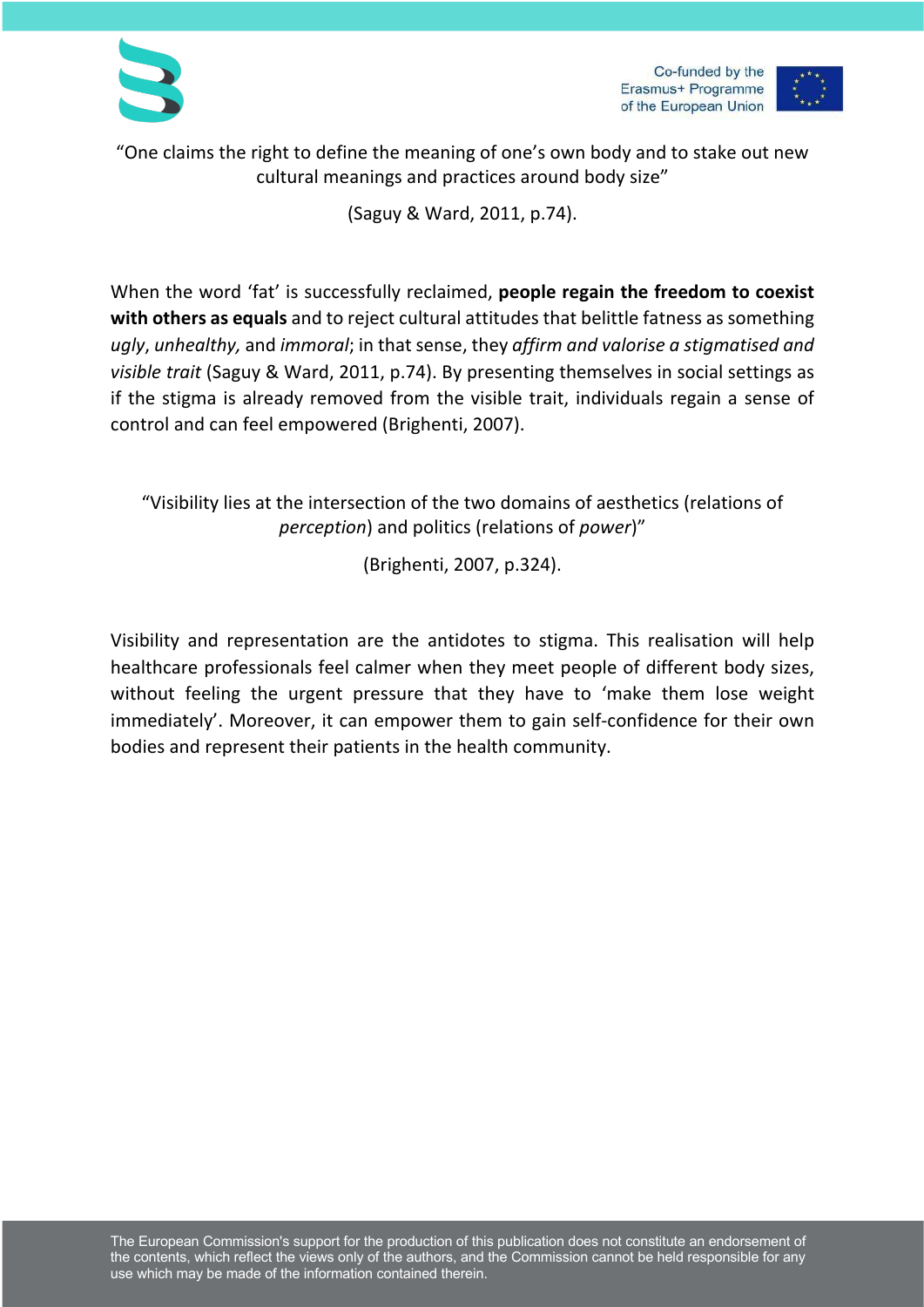"One claims the right to define the meaning of one's own body and to stake out new cultural meanings and practices around body size"

(Saguy & Ward, 2011, p.74).

When the word 'fat' is successfully reclaimed, **people regain the freedom to coexist with others as equals** and to reject cultural attitudes that belittle fatness as something *ugly*, *unhealthy,* and *immoral*; in that sense, they *affirm and valorise a stigmatised and visible trait* (Saguy & Ward, 2011, p.74). By presenting themselves in social settings as if the stigma is already removed from the visible trait, individuals regain a sense of control and can feel empowered (Brighenti, 2007).

"Visibility lies at the intersection of the two domains of aesthetics (relations of *perception*) and politics (relations of *power*)"

(Brighenti, 2007, p.324).

Visibility and representation are the antidotes to stigma. This realisation will help healthcare professionals feel calmer when they meet people of different body sizes, without feeling the urgent pressure that they have to 'make them lose weight immediately'. Moreover, it can empower them to gain self-confidence for their own bodies and represent their patients in the health community.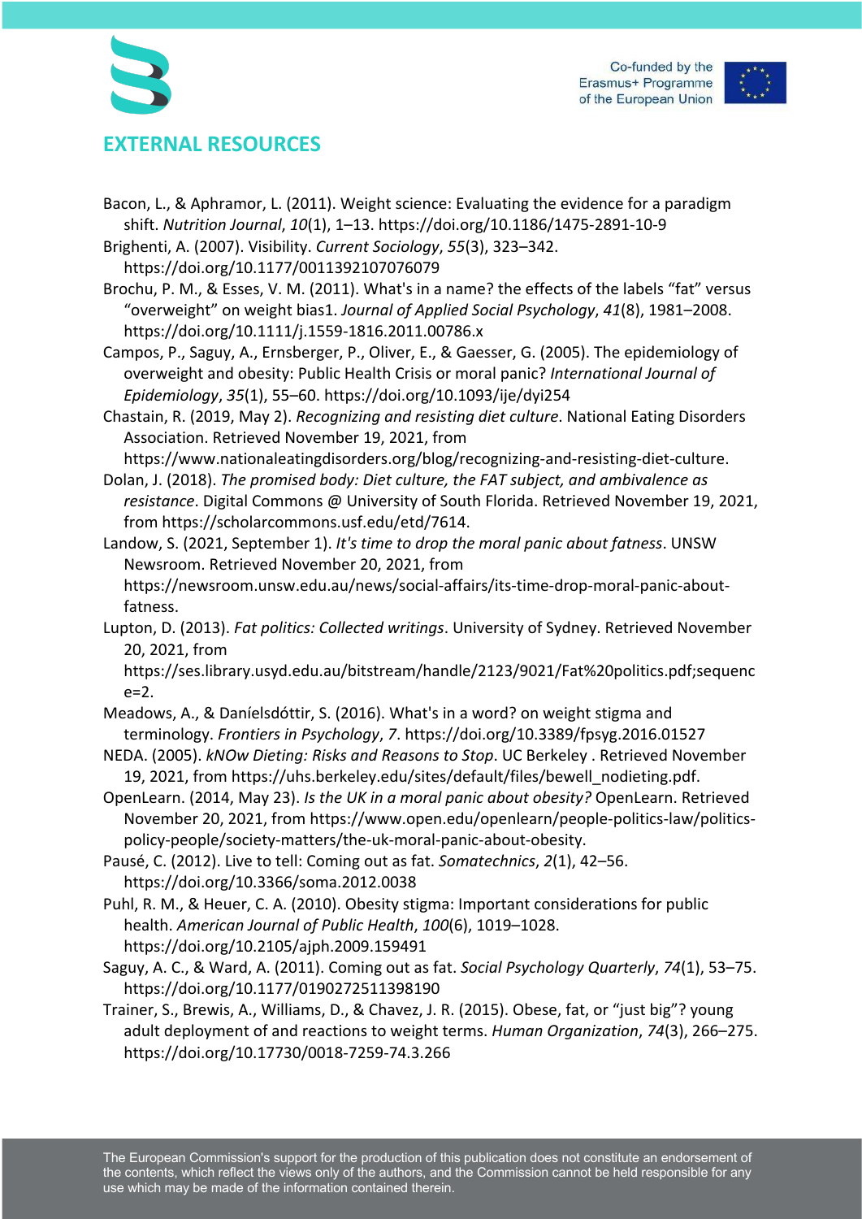# EXTERNAL RESOURCES

Bacon, L., & Aphramor, L. (2011). Weight science: Evaluating the evidence for a paradigm shift. *Nutrition Journal*, *10*(1), 1–13. https://doi.org/10.1186/1475-2891-10-9

Brighenti, A. (2007). Visibility. *Current Sociology*, *55*(3), 323–342. https://doi.org/10.1177/0011392107076079

Brochu, P. M., & Esses, V. M. (2011). What's in a name? the effects of the labels "fat" versus "overweight" on weight bias1. *Journal of Applied Social Psychology*, *41*(8), 1981–2008. https://doi.org/10.1111/j.1559-1816.2011.00786.x

Campos, P., Saguy, A., Ernsberger, P., Oliver, E., & Gaesser, G. (2005). The epidemiology of overweight and obesity: Public Health Crisis or moral panic? *International Journal of Epidemiology*, *35*(1), 55–60. https://doi.org/10.1093/ije/dyi254

Chastain, R. (2019, May 2). *Recognizing and resisting diet culture*. National Eating Disorders Association. Retrieved November 19, 2021, from https://www.nationaleatingdisorders.org/blog/recognizing-and-resisting-diet-culture.

Dolan, J. (2018). *The promised body: Diet culture, the FAT subject, and ambivalence as resistance*. Digital Commons @ University of South Florida. Retrieved November 19, 2021, from https://scholarcommons.usf.edu/etd/7614.

Landow, S. (2021, September 1). *It's time to drop the moral panic about fatness*. UNSW Newsroom. Retrieved November 20, 2021, from https://newsroom.unsw.edu.au/news/social-affairs/its-time-drop-moral-panic-about-fatness.

Lupton, D. (2013). *Fat politics: Collected writings*. University of Sydney. Retrieved November 20, 2021, from https://ses.library.usyd.edu.au/bitstream/handle/2123/9021/Fat%20politics.pdf;sequence=2.

Meadows, A., & Daníelsdóttir, S. (2016). What's in a word? on weight stigma and terminology. *Frontiers in Psychology*, *7*. https://doi.org/10.3389/fpsyg.2016.01527

NEDA. (2005). *kNOw Dieting: Risks and Reasons to Stop*. UC Berkeley . Retrieved November 19, 2021, from https://uhs.berkeley.edu/sites/default/files/bewell_nodieting.pdf.

OpenLearn. (2014, May 23). *Is the UK in a moral panic about obesity?* OpenLearn. Retrieved November 20, 2021, from https://www.open.edu/openlearn/people-politics-law/politics-policy-people/society-matters/the-uk-moral-panic-about-obesity.

Pausé, C. (2012). Live to tell: Coming out as fat. *Somatechnics*, *2*(1), 42–56. https://doi.org/10.3366/soma.2012.0038

Puhl, R. M., & Heuer, C. A. (2010). Obesity stigma: Important considerations for public health. *American Journal of Public Health*, *100*(6), 1019–1028. https://doi.org/10.2105/ajph.2009.159491

Saguy, A. C., & Ward, A. (2011). Coming out as fat. *Social Psychology Quarterly*, *74*(1), 53–75. https://doi.org/10.1177/0190272511398190

Trainer, S., Brewis, A., Williams, D., & Chavez, J. R. (2015). Obese, fat, or "just big"? young adult deployment of and reactions to weight terms. *Human Organization*, *74*(3), 266–275. https://doi.org/10.17730/0018-7259-74.3.266

The European Commission's support for the production of this publication does not constitute an endorsement of the contents, which reflect the views only of the authors, and the Commission cannot be held responsible for any use which may be made of the information contained therein.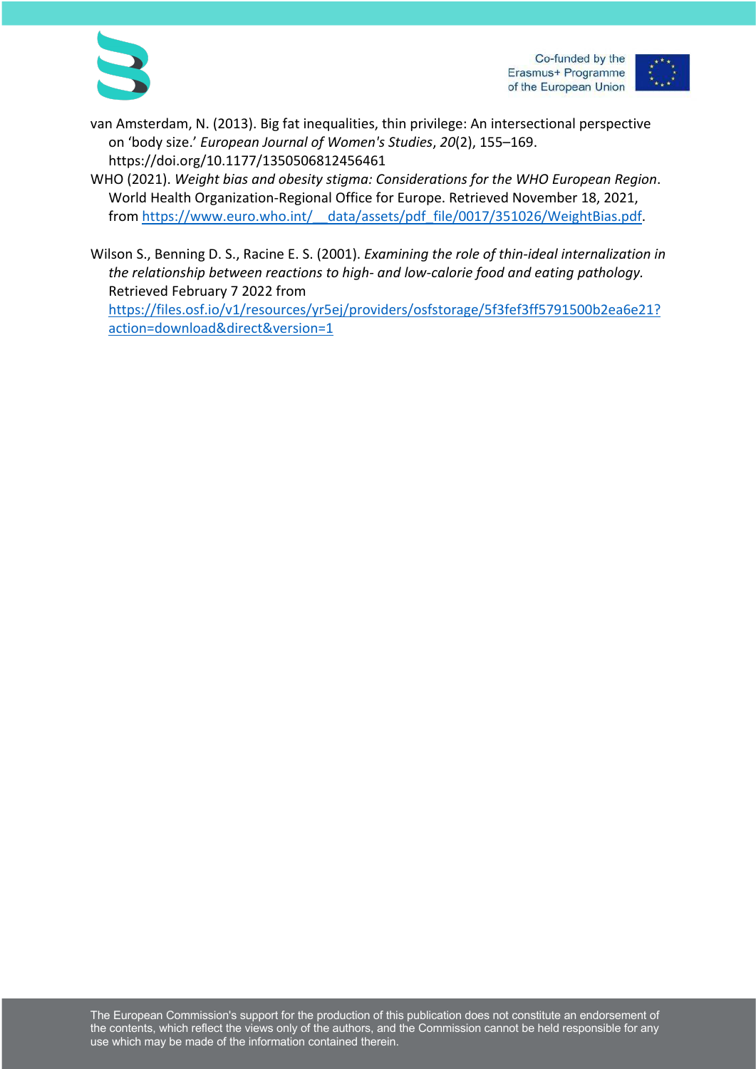van Amsterdam, N. (2013). Big fat inequalities, thin privilege: An intersectional perspective on 'body size.' *European Journal of Women's Studies*, *20*(2), 155–169. https://doi.org/10.1177/1350506812456461

WHO (2021). *Weight bias and obesity stigma: Considerations for the WHO European Region*. World Health Organization-Regional Office for Europe. Retrieved November 18, 2021, from https://www.euro.who.int/__data/assets/pdf_file/0017/351026/WeightBias.pdf.

Wilson S., Benning D. S., Racine E. S. (2001). *Examining the role of thin-ideal internalization in the relationship between reactions to high- and low-calorie food and eating pathology.* Retrieved February 7 2022 from https://files.osf.io/v1/resources/yr5ej/providers/osfstorage/5f3fef3ff5791500b2ea6e21?action=download&direct&version=1